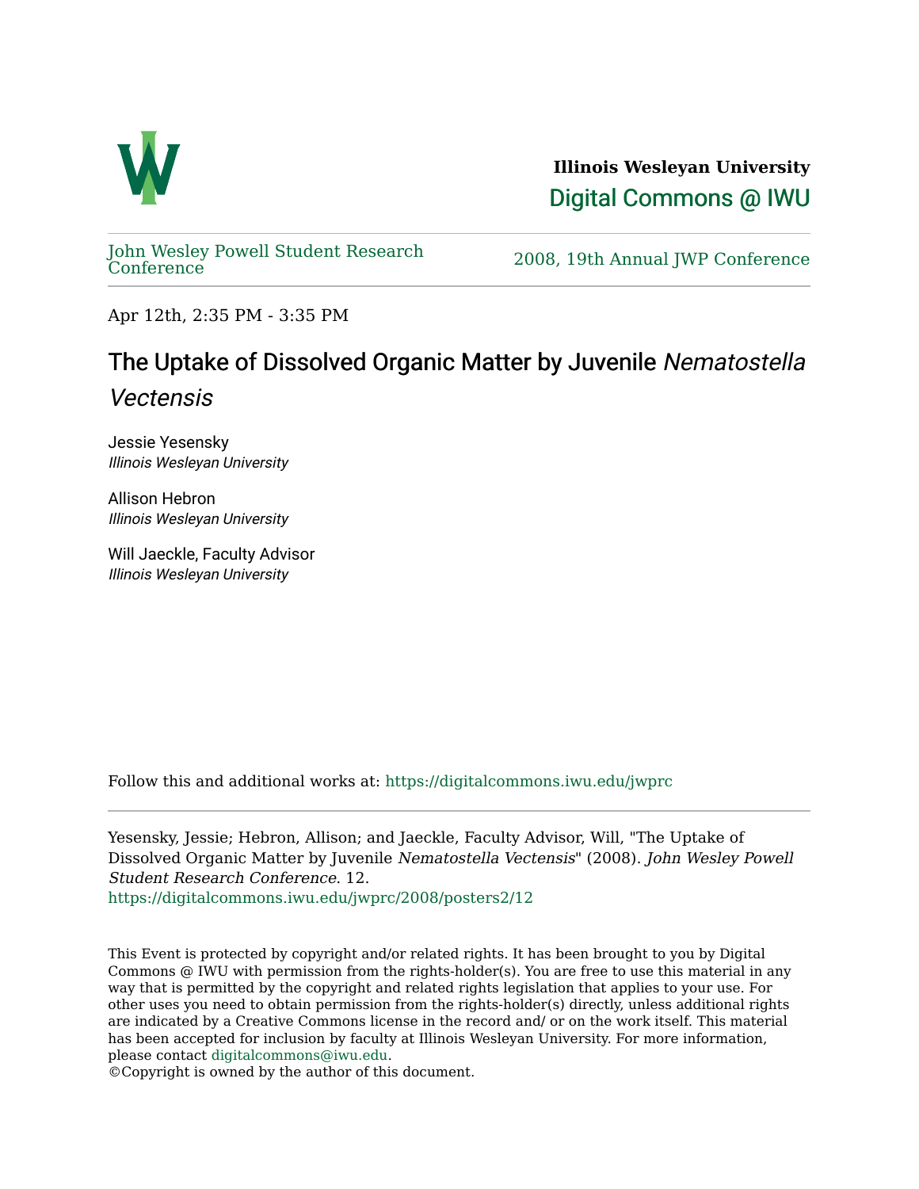**Illinois Wesleyan University**

Digital Commons @ IWU

John Wesley Powell Student Research Conference

2008, 19th Annual JWP Conference

Apr 12th, 2:35 PM - 3:35 PM

# The Uptake of Dissolved Organic Matter by Juvenile *Nematostella Vectensis*

Jessie Yesensky
*Illinois Wesleyan University*

Allison Hebron
*Illinois Wesleyan University*

Will Jaeckle, Faculty Advisor
*Illinois Wesleyan University*

Follow this and additional works at: https://digitalcommons.iwu.edu/jwprc

Yesensky, Jessie; Hebron, Allison; and Jaeckle, Faculty Advisor, Will, "The Uptake of Dissolved Organic Matter by Juvenile *Nematostella Vectensis*" (2008). *John Wesley Powell Student Research Conference*. 12.
https://digitalcommons.iwu.edu/jwprc/2008/posters2/12

This Event is protected by copyright and/or related rights. It has been brought to you by Digital Commons @ IWU with permission from the rights-holder(s). You are free to use this material in any way that is permitted by the copyright and related rights legislation that applies to your use. For other uses you need to obtain permission from the rights-holder(s) directly, unless additional rights are indicated by a Creative Commons license in the record and/ or on the work itself. This material has been accepted for inclusion by faculty at Illinois Wesleyan University. For more information, please contact digitalcommons@iwu.edu.
©Copyright is owned by the author of this document.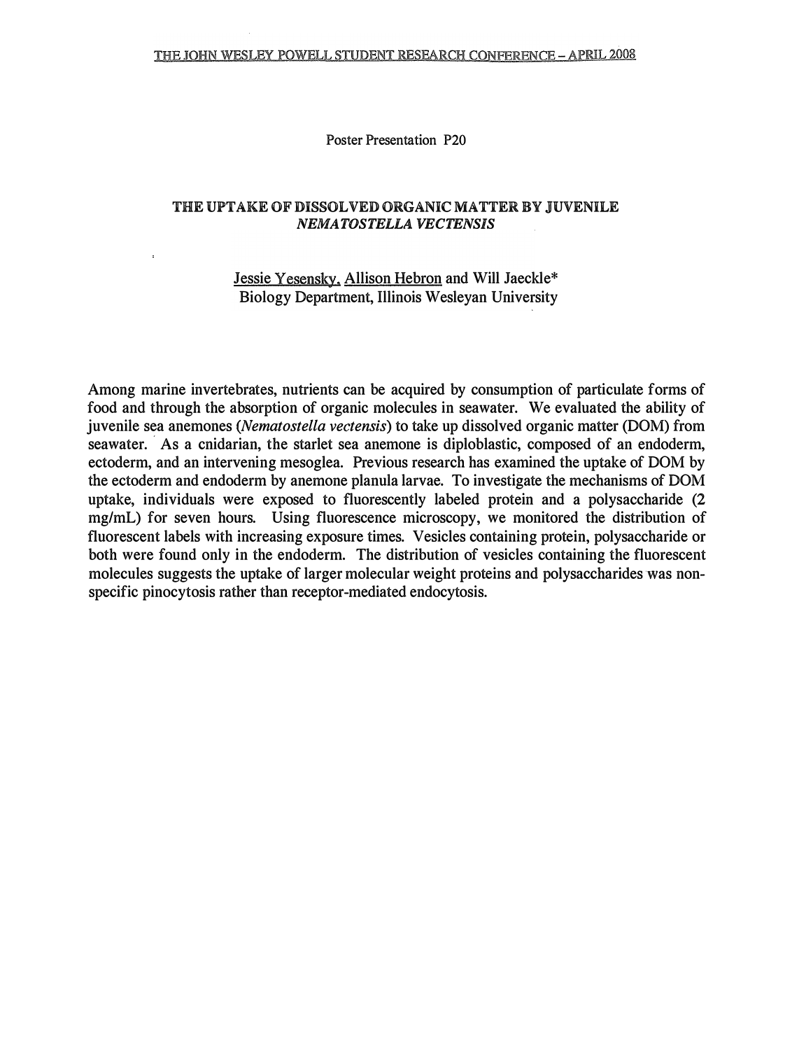Poster Presentation P20

## THE UPTAKE OF DISSOLVED ORGANIC MATTER BY JUVENILE *NEMATOSTELLA VECTENSIS*

Jessie Yesensky, Allison Hebron and Will Jaeckle*
Biology Department, Illinois Wesleyan University

Among marine invertebrates, nutrients can be acquired by consumption of particulate forms of food and through the absorption of organic molecules in seawater. We evaluated the ability of juvenile sea anemones (*Nematostella vectensis*) to take up dissolved organic matter (DOM) from seawater. As a cnidarian, the starlet sea anemone is diploblastic, composed of an endoderm, ectoderm, and an intervening mesoglea. Previous research has examined the uptake of DOM by the ectoderm and endoderm by anemone planula larvae. To investigate the mechanisms of DOM uptake, individuals were exposed to fluorescently labeled protein and a polysaccharide (2 mg/mL) for seven hours. Using fluorescence microscopy, we monitored the distribution of fluorescent labels with increasing exposure times. Vesicles containing protein, polysaccharide or both were found only in the endoderm. The distribution of vesicles containing the fluorescent molecules suggests the uptake of larger molecular weight proteins and polysaccharides was non-specific pinocytosis rather than receptor-mediated endocytosis.